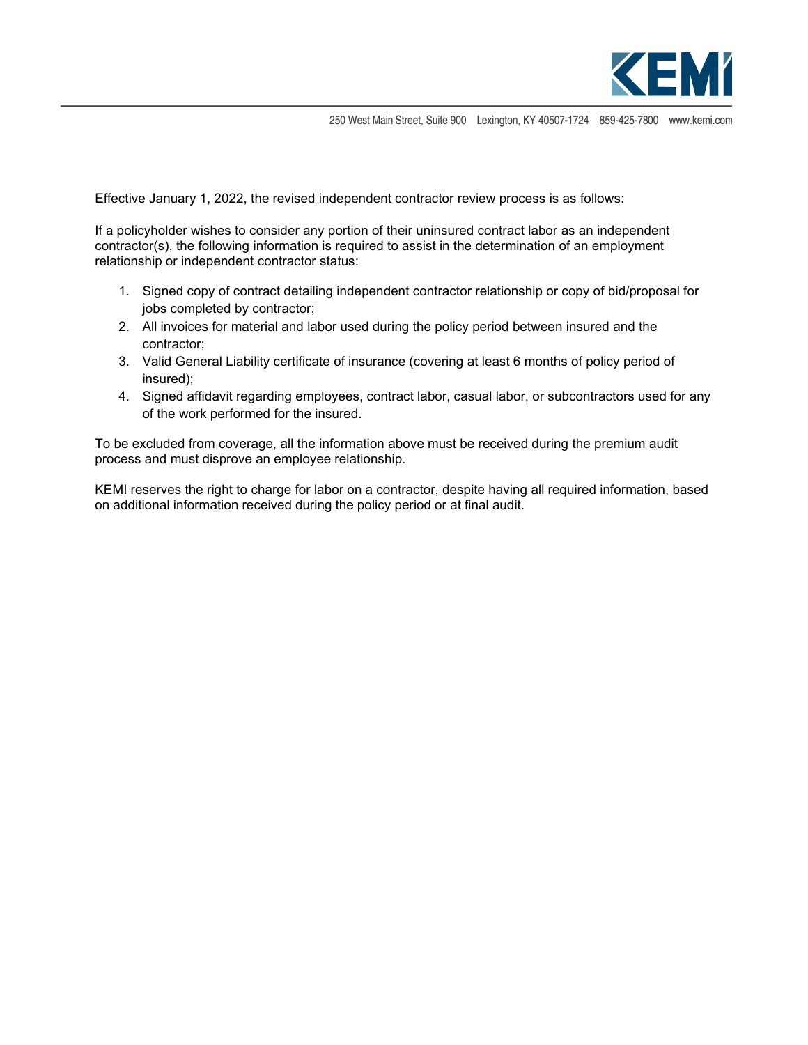250 West Main Street, Suite 900 Lexington, KY 40507-1724 859-425-7800 www.kemi.com

Effective January 1, 2022, the revised independent contractor review process is as follows:

If a policyholder wishes to consider any portion of their uninsured contract labor as an independent contractor(s), the following information is required to assist in the determination of an employment relationship or independent contractor status:

1. Signed copy of contract detailing independent contractor relationship or copy of bid/proposal for jobs completed by contractor;
2. All invoices for material and labor used during the policy period between insured and the contractor;
3. Valid General Liability certificate of insurance (covering at least 6 months of policy period of insured);
4. Signed affidavit regarding employees, contract labor, casual labor, or subcontractors used for any of the work performed for the insured.

To be excluded from coverage, all the information above must be received during the premium audit process and must disprove an employee relationship.

KEMI reserves the right to charge for labor on a contractor, despite having all required information, based on additional information received during the policy period or at final audit.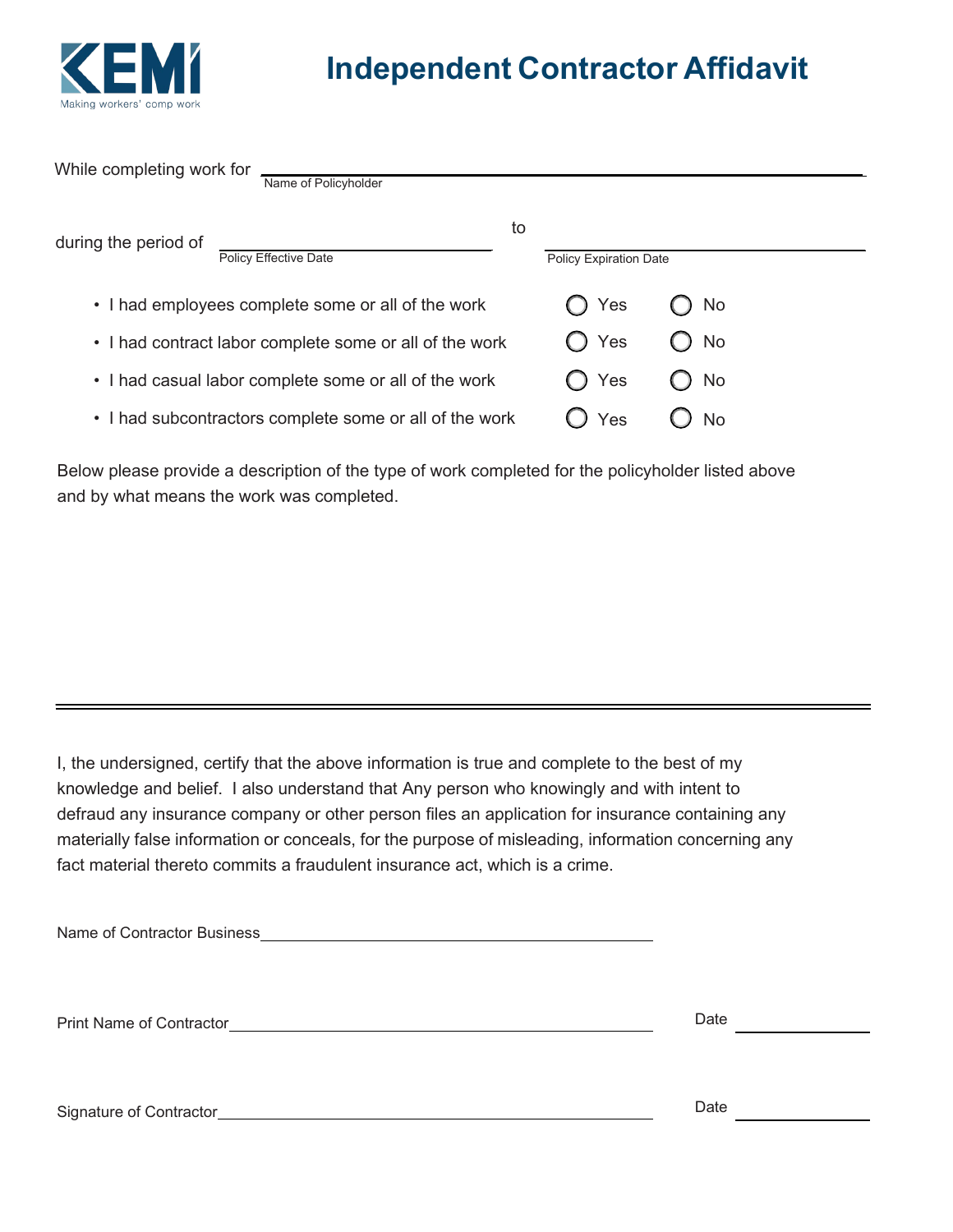# Independent Contractor Affidavit

KEMI
Making workers' comp work

While completing work for ______________________________
Name of Policyholder

during the period of ______________________ to ______________________
Policy Effective Date — Policy Expiration Date

- I had employees complete some or all of the work ◯ Yes ◯ No
- I had contract labor complete some or all of the work ◯ Yes ◯ No
- I had casual labor complete some or all of the work ◯ Yes ◯ No
- I had subcontractors complete some or all of the work ◯ Yes ◯ No

Below please provide a description of the type of work completed for the policyholder listed above and by what means the work was completed.

---

I, the undersigned, certify that the above information is true and complete to the best of my knowledge and belief. I also understand that Any person who knowingly and with intent to defraud any insurance company or other person files an application for insurance containing any materially false information or conceals, for the purpose of misleading, information concerning any fact material thereto commits a fraudulent insurance act, which is a crime.

Name of Contractor Business______________________________

Print Name of Contractor______________________________ Date ____________

Signature of Contractor______________________________ Date ____________